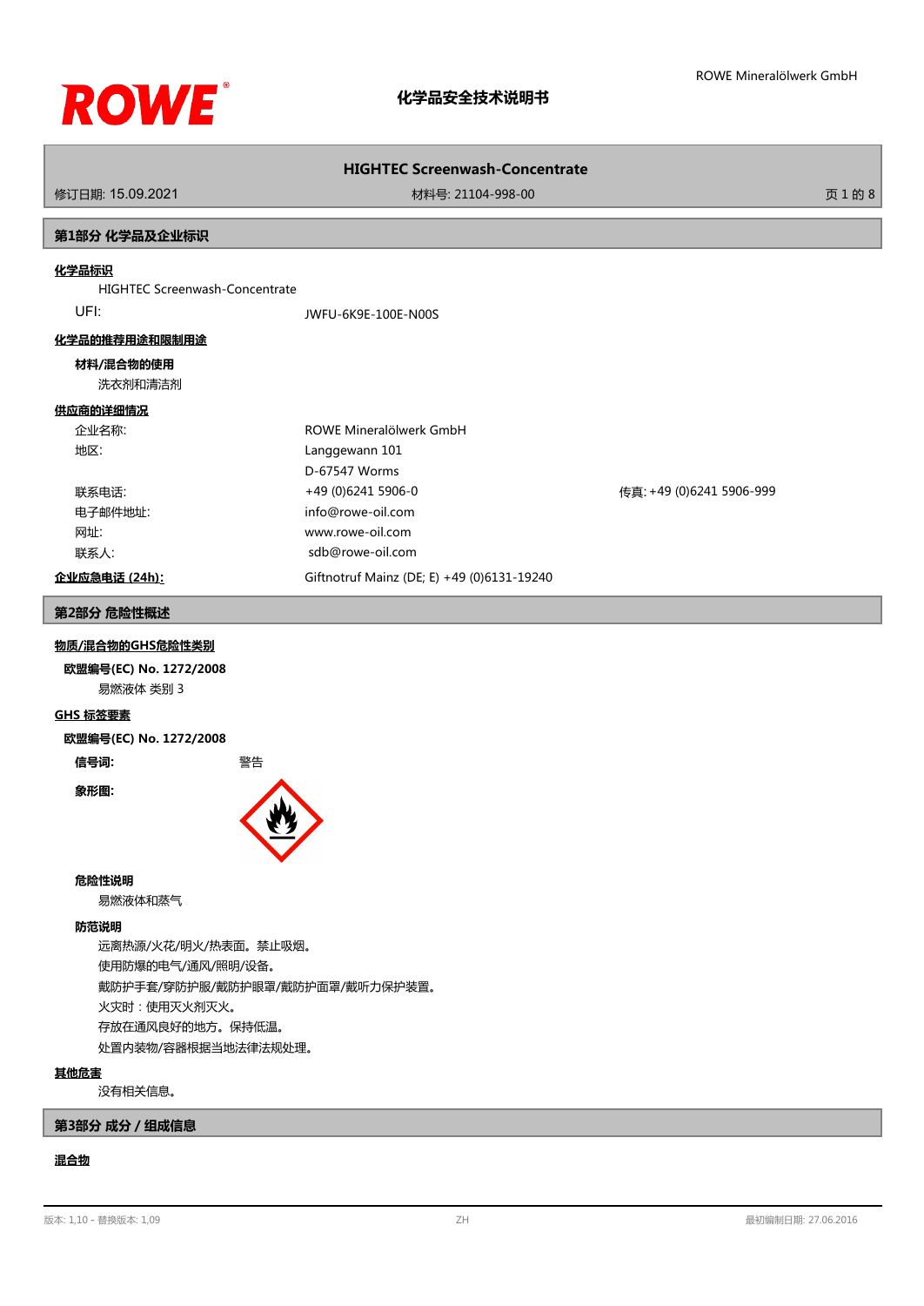# 化学品安全技术说明书

## HIGHTEC Screenwash-Concentrate

修订日期: 15.09.2021　　材料号: 21104-998-00

## 第1部分 化学品及企业标识

**化学品标识**

HIGHTEC Screenwash-Concentrate

UFI: JWFU-6K9E-100E-N00S

**化学品的推荐用途和限制用途**

**材料/混合物的使用**

洗衣剂和清洁剂

**供应商的详细情况**

| | | |
|---|---|---|
| 企业名称: | ROWE Mineralölwerk GmbH | |
| 地区: | Langgewann 101 | |
| | D-67547 Worms | |
| 联系电话: | +49 (0)6241 5906-0 | 传真: +49 (0)6241 5906-999 |
| 电子邮件地址: | info@rowe-oil.com | |
| 网址: | www.rowe-oil.com | |
| 联系人: | sdb@rowe-oil.com | |

**企业应急电话 (24h):** Giftnotruf Mainz (DE; E) +49 (0)6131-19240

## 第2部分 危险性概述

**物质/混合物的GHS危险性类别**

**欧盟编号(EC) No. 1272/2008**

易燃液体 类别 3

**GHS 标签要素**

**欧盟编号(EC) No. 1272/2008**

**信号词:** 警告

**象形图:**

**危险性说明**

易燃液体和蒸气

**防范说明**

远离热源/火花/明火/热表面。禁止吸烟。

使用防爆的电气/通风/照明/设备。

戴防护手套/穿防护服/戴防护眼罩/戴防护面罩/戴听力保护装置。

火灾时：使用灭火剂灭火。

存放在通风良好的地方。保持低温。

处置内装物/容器根据当地法律法规处理。

**其他危害**

没有相关信息。

## 第3部分 成分 / 组成信息

**混合物**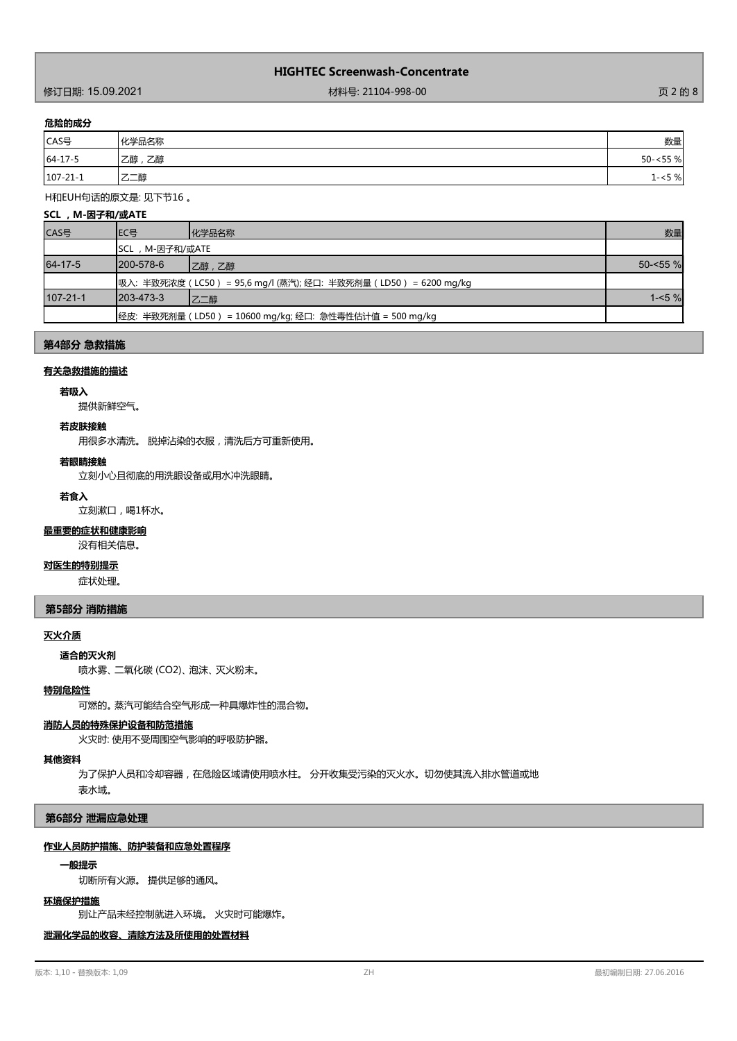**危险的成分**

| CAS号 | 化学品名称 | 数量 |
|---|---|---|
| 64-17-5 | 乙醇，乙醇 | 50-<55 % |
| 107-21-1 | 乙二醇 | 1-<5 % |

H和EUH句话的原文是: 见下节16 。

**SCL ，M-因子和/或ATE**

| CAS号 | EC号 | 化学品名称 | 数量 |
|---|---|---|---|
| | SCL ，M-因子和/或ATE | | |
| 64-17-5 | 200-578-6 | 乙醇，乙醇 | 50-<55 % |
| | 吸入: 半致死浓度（LC50） = 95,6 mg/l (蒸汽); 经口: 半致死剂量（LD50） = 6200 mg/kg | | |
| 107-21-1 | 203-473-3 | 乙二醇 | 1-<5 % |
| | 经皮: 半致死剂量（LD50） = 10600 mg/kg; 经口: 急性毒性估计值 = 500 mg/kg | | |

## 第4部分 急救措施

### 有关急救措施的描述

**若吸入**

提供新鲜空气。

**若皮肤接触**

用很多水清洗。 脱掉沾染的衣服，清洗后方可重新使用。

**若眼睛接触**

立刻小心且彻底的用洗眼设备或用水冲洗眼睛。

**若食入**

立刻漱口，喝1杯水。

### 最重要的症状和健康影响

没有相关信息。

### 对医生的特别提示

症状处理。

## 第5部分 消防措施

### 灭火介质

**适合的灭火剂**

喷水雾、二氧化碳 ($CO_2$)、泡沫、灭火粉末。

### 特别危险性

可燃的。蒸汽可能结合空气形成一种具爆炸性的混合物。

### 消防人员的特殊保护设备和防范措施

火灾时: 使用不受周围空气影响的呼吸防护器。

### 其他资料

为了保护人员和冷却容器，在危险区域请使用喷水柱。 分开收集受污染的灭火水。切勿使其流入排水管道或地表水域。

## 第6部分 泄漏应急处理

### 作业人员防护措施、防护装备和应急处置程序

**一般提示**

切断所有火源。 提供足够的通风。

### 环境保护措施

别让产品未经控制就进入环境。 火灾时可能爆炸。

### 泄漏化学品的收容、清除方法及所使用的处置材料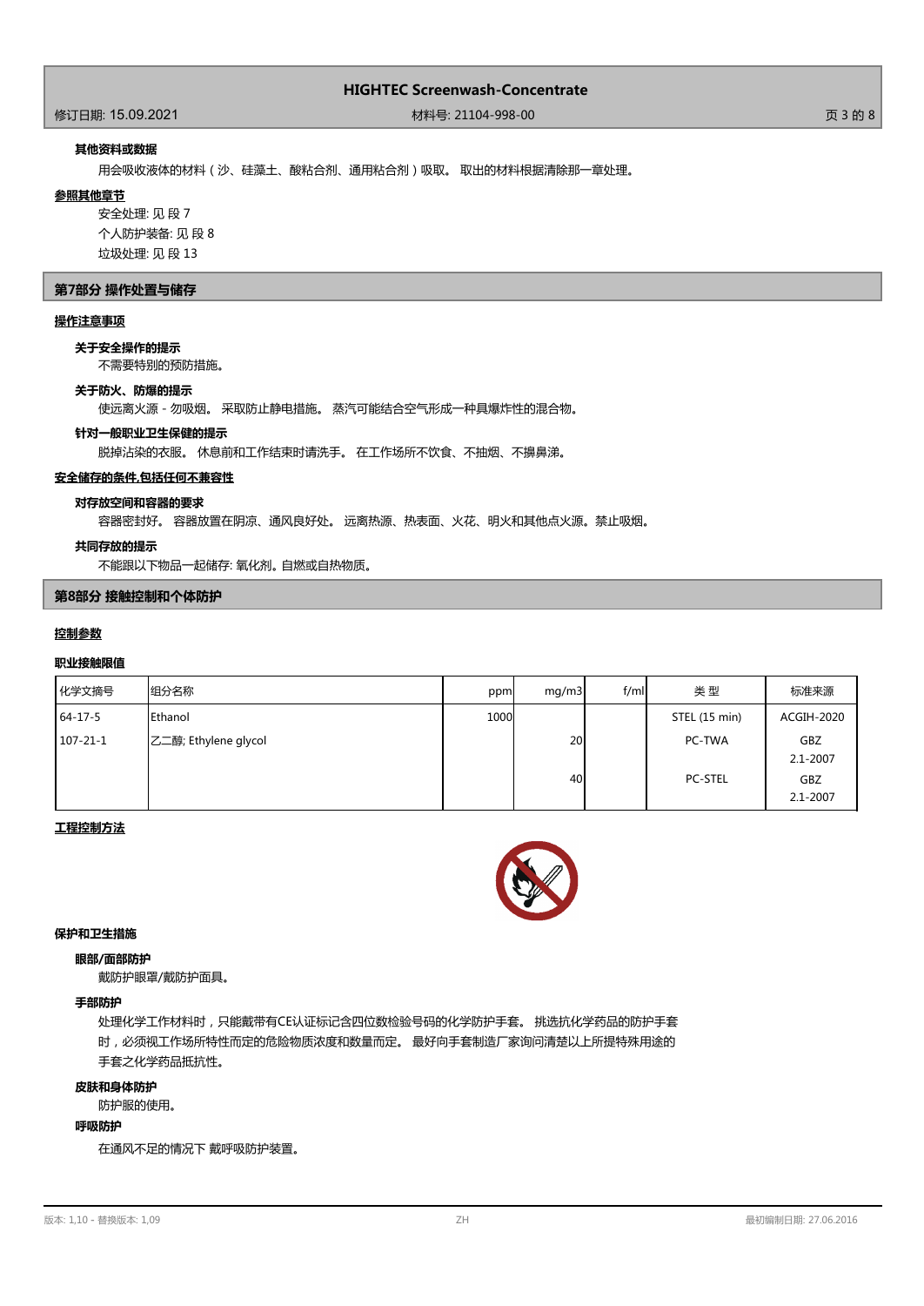**其他资料或数据**

用会吸收液体的材料（沙、硅藻土、酸粘合剂、通用粘合剂）吸取。 取出的材料根据清除那一章处理。

**参照其他章节**

安全处理: 见 段 7
个人防护装备: 见 段 8
垃圾处理: 见 段 13

## 第7部分 操作处置与储存

### 操作注意事项

**关于安全操作的提示**

不需要特别的预防措施。

**关于防火、防爆的提示**

使远离火源 - 勿吸烟。 采取防止静电措施。 蒸汽可能结合空气形成一种具爆炸性的混合物。

**针对一般职业卫生保健的提示**

脱掉沾染的衣服。 休息前和工作结束时请洗手。 在工作场所不饮食、不抽烟、不擤鼻涕。

### 安全储存的条件,包括任何不兼容性

**对存放空间和容器的要求**

容器密封好。 容器放置在阴凉、通风良好处。 远离热源、热表面、火花、明火和其他点火源。禁止吸烟。

**共同存放的提示**

不能跟以下物品一起储存: 氧化剂。自燃或自热物质。

## 第8部分 接触控制和个体防护

### 控制参数

**职业接触限值**

| 化学文摘号 | 组分名称 | ppm | mg/m3 | f/ml | 类 型 | 标准来源 |
|---|---|---|---|---|---|---|
| 64-17-5 | Ethanol | 1000 | | | STEL (15 min) | ACGIH-2020 |
| 107-21-1 | 乙二醇; Ethylene glycol | | 20 | | PC-TWA | GBZ 2.1-2007 |
| | | | 40 | | PC-STEL | GBZ 2.1-2007 |

### 工程控制方法

**保护和卫生措施**

**眼部/面部防护**

戴防护眼罩/戴防护面具。

**手部防护**

处理化学工作材料时，只能戴带有CE认证标记含四位数检验号码的化学防护手套。 挑选抗化学药品的防护手套时，必须视工作场所特性而定的危险物质浓度和数量而定。 最好向手套制造厂家询问清楚以上所提特殊用途的手套之化学药品抵抗性。

**皮肤和身体防护**

防护服的使用。

**呼吸防护**

在通风不足的情况下 戴呼吸防护装置。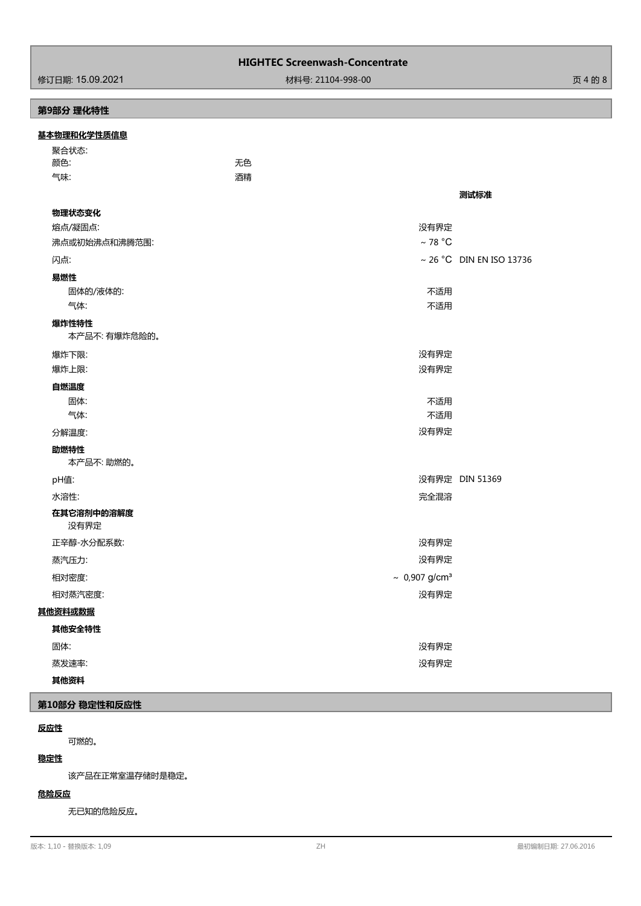## 第9部分 理化特性

**基本物理和化学性质信息**

聚合状态:

| | | |
|---|---|---|
| 颜色: | 无色 | |
| 气味: | 酒精 | |

| | | 测试标准 |
|---|---|---|
| **物理状态变化** | | |
| 熔点/凝固点: | 没有界定 | |
| 沸点或初始沸点和沸腾范围: | ~ 78 °C | |
| 闪点: | ~ 26 °C | DIN EN ISO 13736 |
| **易燃性** | | |
| 固体的/液体的: | 不适用 | |
| 气体: | 不适用 | |
| **爆炸性特性** | | |
| 本产品不: 有爆炸危险的。 | | |
| 爆炸下限: | 没有界定 | |
| 爆炸上限: | 没有界定 | |
| **自燃温度** | | |
| 固体: | 不适用 | |
| 气体: | 不适用 | |
| 分解温度: | 没有界定 | |
| **助燃特性** | | |
| 本产品不: 助燃的。 | | |
| pH值: | 没有界定 | DIN 51369 |
| 水溶性: | 完全混溶 | |
| **在其它溶剂中的溶解度** | | |
| 没有界定 | | |
| 正辛醇-水分配系数: | 没有界定 | |
| 蒸汽压力: | 没有界定 | |
| 相对密度: | ~ 0,907 g/cm³ | |
| 相对蒸汽密度: | 没有界定 | |

**其他资料或数据**

| | | |
|---|---|---|
| **其他安全特性** | | |
| 固体: | 没有界定 | |
| 蒸发速率: | 没有界定 | |
| **其他资料** | | |

## 第10部分 稳定性和反应性

**反应性**

可燃的。

**稳定性**

该产品在正常室温存储时是稳定。

**危险反应**

无已知的危险反应。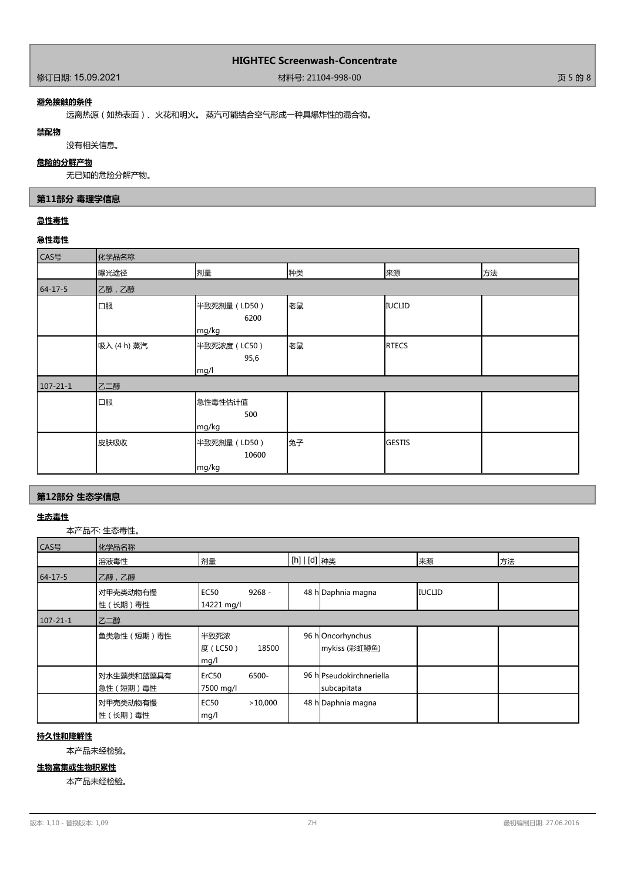**避免接触的条件**

远离热源（如热表面）、火花和明火。 蒸汽可能结合空气形成一种具爆炸性的混合物。

**禁配物**

没有相关信息。

**危险的分解产物**

无已知的危险分解产物。

## 第11部分 毒理学信息

**急性毒性**

**急性毒性**

| CAS号 | 化学品名称 | | | | |
|---|---|---|---|---|---|
| | 曝光途径 | 剂量 | 种类 | 来源 | 方法 |
| 64-17-5 | 乙醇，乙醇 | | | | |
| | 口服 | 半致死剂量（LD50） 6200 mg/kg | 老鼠 | IUCLID | |
| | 吸入 (4 h) 蒸汽 | 半致死浓度（LC50） 95,6 mg/l | 老鼠 | RTECS | |
| 107-21-1 | 乙二醇 | | | | |
| | 口服 | 急性毒性估计值 500 mg/kg | | | |
| | 皮肤吸收 | 半致死剂量（LD50） 10600 mg/kg | 兔子 | GESTIS | |

## 第12部分 生态学信息

**生态毒性**

本产品不: 生态毒性。

| CAS号 | 化学品名称 | | | | | |
|---|---|---|---|---|---|---|
| | 溶液毒性 | 剂量 | [h] \| [d] | 种类 | 来源 | 方法 |
| 64-17-5 | 乙醇，乙醇 | | | | | |
| | 对甲壳类动物有慢性（长期）毒性 | EC50 9268 - 14221 mg/l | 48 h | Daphnia magna | IUCLID | |
| 107-21-1 | 乙二醇 | | | | | |
| | 鱼类急性（短期）毒性 | 半致死浓度（LC50） 18500 mg/l | 96 h | Oncorhynchus mykiss (彩虹鳟鱼) | | |
| | 对水生藻类和蓝藻具有急性（短期）毒性 | ErC50 6500-7500 mg/l | 96 h | Pseudokirchneriella subcapitata | | |
| | 对甲壳类动物有慢性（长期）毒性 | EC50 >10,000 mg/l | 48 h | Daphnia magna | | |

**持久性和降解性**

本产品未经检验。

**生物富集或生物积累性**

本产品未经检验。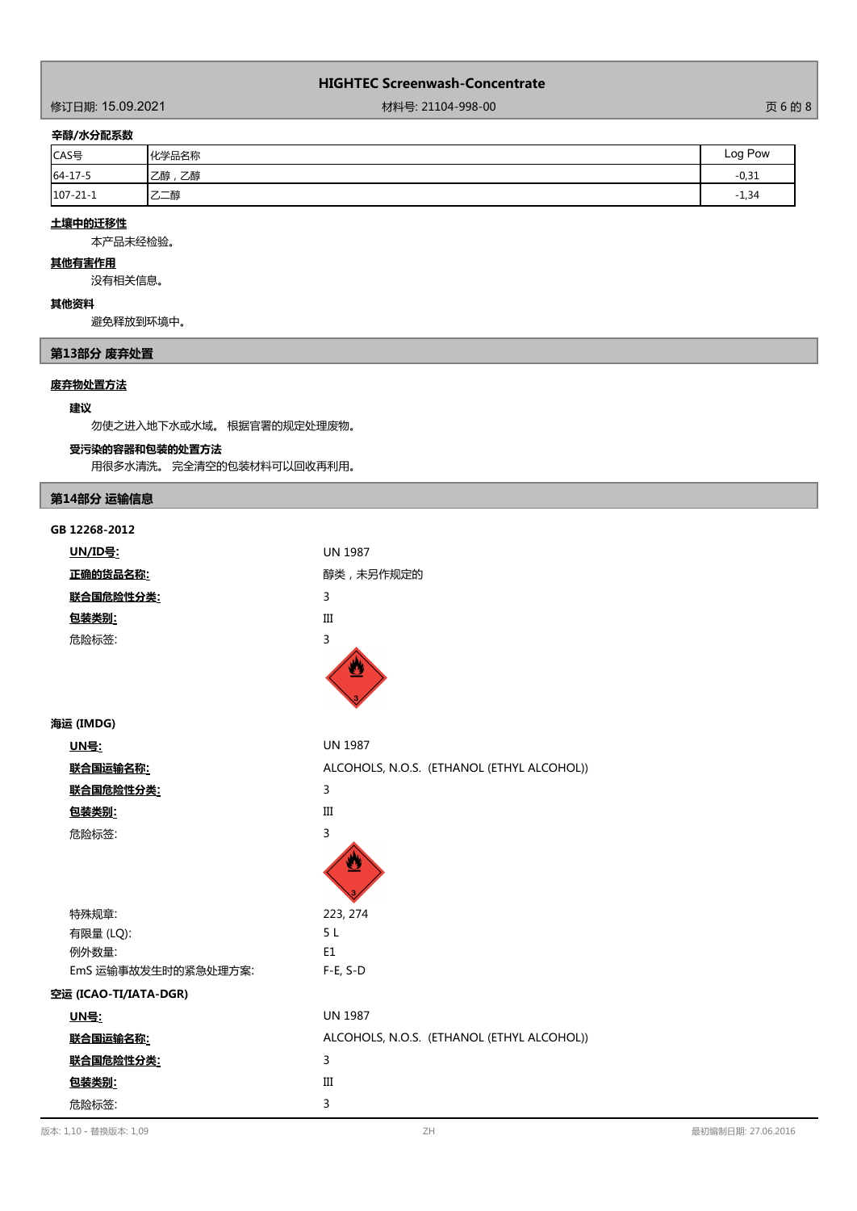**辛醇/水分配系数**

| CAS号 | 化学品名称 | Log Pow |
|---|---|---|
| 64-17-5 | 乙醇，乙醇 | -0,31 |
| 107-21-1 | 乙二醇 | -1,34 |

**土壤中的迁移性**

本产品未经检验。

**其他有害作用**

没有相关信息。

**其他资料**

避免释放到环境中。

## 第13部分 废弃处置

**废弃物处置方法**

**建议**

勿使之进入地下水或水域。 根据官署的规定处理废物。

**受污染的容器和包装的处置方法**

用很多水清洗。 完全清空的包装材料可以回收再利用。

## 第14部分 运输信息

**GB 12268-2012**

**UN/ID号:** UN 1987

**正确的货品名称:** 醇类，未另作规定的

**联合国危险性分类:** 3

**包装类别:** III

危险标签: 3

**海运 (IMDG)**

**UN号:** UN 1987

**联合国运输名称:** ALCOHOLS, N.O.S. (ETHANOL (ETHYL ALCOHOL))

**联合国危险性分类:** 3

**包装类别:** III

危险标签: 3

特殊规章: 223, 274

有限量 (LQ): 5 L

例外数量: E1

EmS 运输事故发生时的紧急处理方案: F-E, S-D

**空运 (ICAO-TI/IATA-DGR)**

**UN号:** UN 1987

**联合国运输名称:** ALCOHOLS, N.O.S. (ETHANOL (ETHYL ALCOHOL))

**联合国危险性分类:** 3

**包装类别:** III

危险标签: 3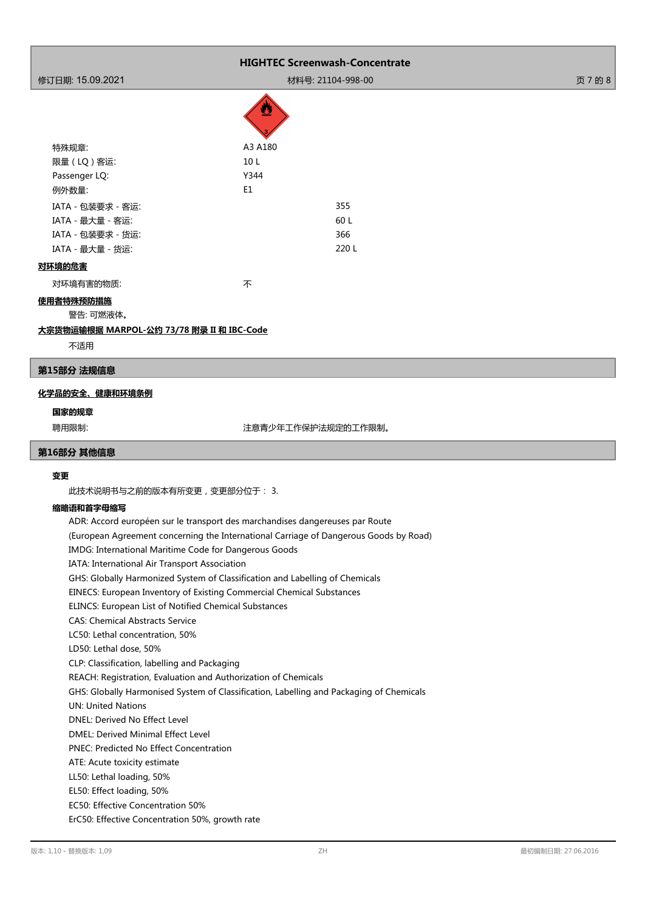特殊规章: A3 A180
限量（LQ）客运: 10 L
Passenger LQ: Y344
例外数量: E1

IATA - 包装要求 - 客运: 355
IATA - 最大量 - 客运: 60 L
IATA - 包装要求 - 货运: 366
IATA - 最大量 - 货运: 220 L

**对环境的危害**

对环境有害的物质: 不

**使用者特殊预防措施**

警告: 可燃液体。

**大宗货物运输根据 MARPOL-公约 73/78 附录 II 和 IBC-Code**

不适用

## 第15部分 法规信息

**化学品的安全、健康和环境条例**

**国家的规章**

聘用限制: 注意青少年工作保护法规定的工作限制。

## 第16部分 其他信息

**变更**

此技术说明书与之前的版本有所变更，变更部分位于： 3.

**缩略语和首字母缩写**

ADR: Accord européen sur le transport des marchandises dangereuses par Route
(European Agreement concerning the International Carriage of Dangerous Goods by Road)
IMDG: International Maritime Code for Dangerous Goods
IATA: International Air Transport Association
GHS: Globally Harmonized System of Classification and Labelling of Chemicals
EINECS: European Inventory of Existing Commercial Chemical Substances
ELINCS: European List of Notified Chemical Substances
CAS: Chemical Abstracts Service
LC50: Lethal concentration, 50%
LD50: Lethal dose, 50%
CLP: Classification, labelling and Packaging
REACH: Registration, Evaluation and Authorization of Chemicals
GHS: Globally Harmonised System of Classification, Labelling and Packaging of Chemicals
UN: United Nations
DNEL: Derived No Effect Level
DMEL: Derived Minimal Effect Level
PNEC: Predicted No Effect Concentration
ATE: Acute toxicity estimate
LL50: Lethal loading, 50%
EL50: Effect loading, 50%
EC50: Effective Concentration 50%
ErC50: Effective Concentration 50%, growth rate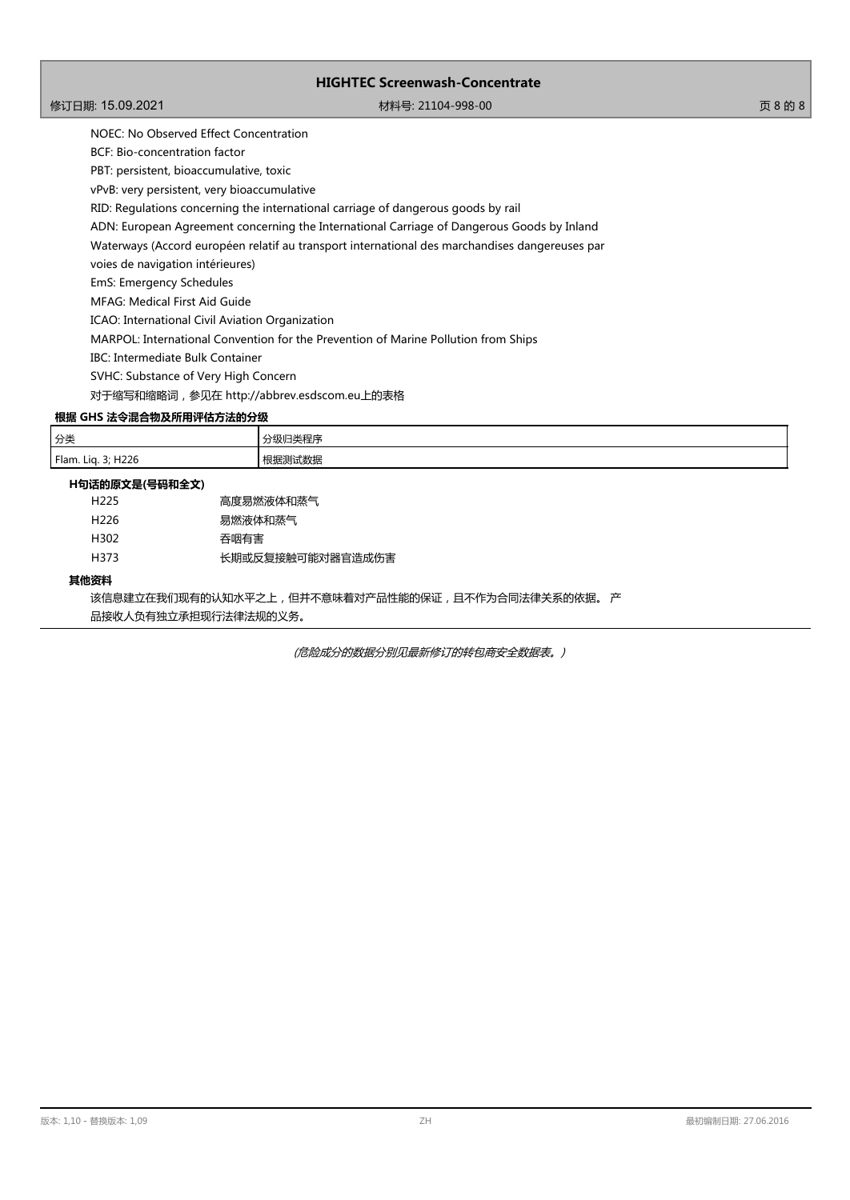NOEC: No Observed Effect Concentration

BCF: Bio-concentration factor

PBT: persistent, bioaccumulative, toxic

vPvB: very persistent, very bioaccumulative

RID: Regulations concerning the international carriage of dangerous goods by rail

ADN: European Agreement concerning the International Carriage of Dangerous Goods by Inland Waterways (Accord européen relatif au transport international des marchandises dangereuses par voies de navigation intérieures)

EmS: Emergency Schedules

MFAG: Medical First Aid Guide

ICAO: International Civil Aviation Organization

MARPOL: International Convention for the Prevention of Marine Pollution from Ships

IBC: Intermediate Bulk Container

SVHC: Substance of Very High Concern

对于缩写和缩略词，参见在 http://abbrev.esdscom.eu上的表格

**根据 GHS 法令混合物及所用评估方法的分级**

| 分类 | 分级归类程序 |
|---|---|
| Flam. Liq. 3; H226 | 根据测试数据 |

**H句话的原文是(号码和全文)**

| | |
|---|---|
| H225 | 高度易燃液体和蒸气 |
| H226 | 易燃液体和蒸气 |
| H302 | 吞咽有害 |
| H373 | 长期或反复接触可能对器官造成伤害 |

**其他资料**

该信息建立在我们现有的认知水平之上，但并不意味着对产品性能的保证，且不作为合同法律关系的依据。 产品接收人负有独立承担现行法律法规的义务。

*(危险成分的数据分别见最新修订的转包商安全数据表。)*